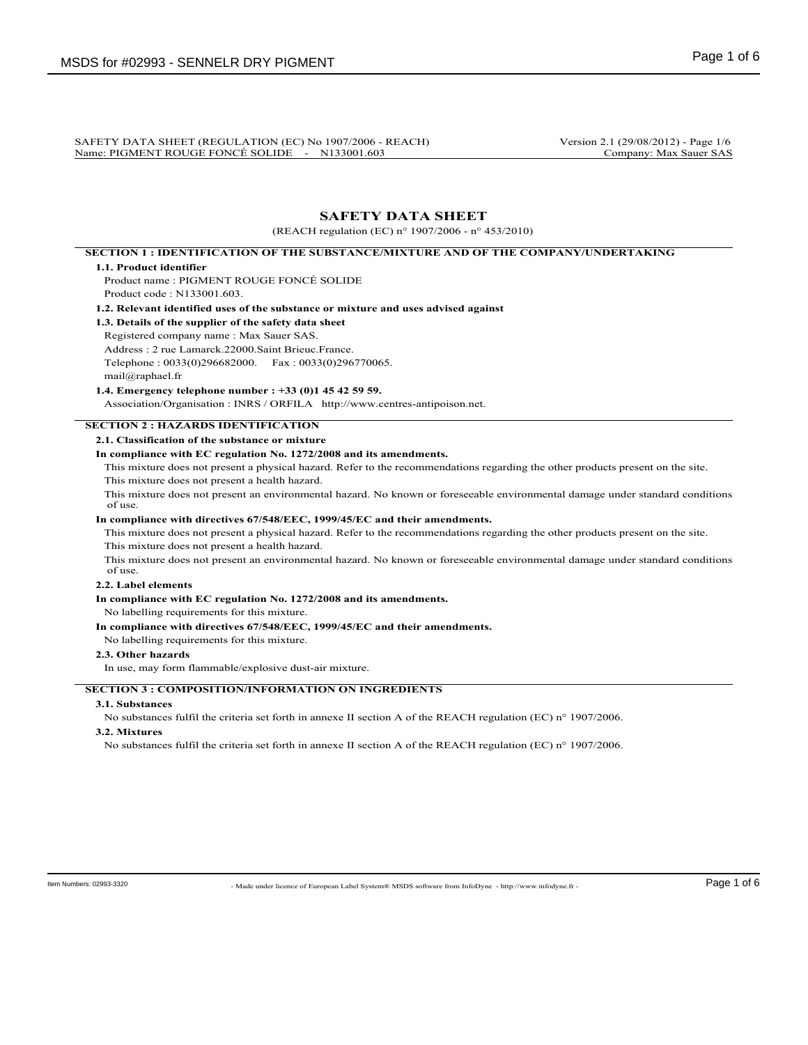SAFETY DATA SHEET (REGULATION (EC) No 1907/2006 - REACH) Version 2.1 (29/08/2012) - Page 1/6
Name: PIGMENT ROUGE FONCÉ SOLIDE - N133001.603 Company: Max Sauer SAS

# SAFETY DATA SHEET

(REACH regulation (EC) n° 1907/2006 - n° 453/2010)

## SECTION 1 : IDENTIFICATION OF THE SUBSTANCE/MIXTURE AND OF THE COMPANY/UNDERTAKING

### 1.1. Product identifier

Product name : PIGMENT ROUGE FONCÉ SOLIDE

Product code : N133001.603.

### 1.2. Relevant identified uses of the substance or mixture and uses advised against

### 1.3. Details of the supplier of the safety data sheet

Registered company name : Max Sauer SAS.

Address : 2 rue Lamarck.22000.Saint Brieuc.France.

Telephone : 0033(0)296682000. Fax : 0033(0)296770065.

mail@raphael.fr

### 1.4. Emergency telephone number : +33 (0)1 45 42 59 59.

Association/Organisation : INRS / ORFILA http://www.centres-antipoison.net.

## SECTION 2 : HAZARDS IDENTIFICATION

### 2.1. Classification of the substance or mixture

**In compliance with EC regulation No. 1272/2008 and its amendments.**

This mixture does not present a physical hazard. Refer to the recommendations regarding the other products present on the site.

This mixture does not present a health hazard.

This mixture does not present an environmental hazard. No known or foreseeable environmental damage under standard conditions of use.

**In compliance with directives 67/548/EEC, 1999/45/EC and their amendments.**

This mixture does not present a physical hazard. Refer to the recommendations regarding the other products present on the site.

This mixture does not present a health hazard.

This mixture does not present an environmental hazard. No known or foreseeable environmental damage under standard conditions of use.

### 2.2. Label elements

**In compliance with EC regulation No. 1272/2008 and its amendments.**

No labelling requirements for this mixture.

**In compliance with directives 67/548/EEC, 1999/45/EC and their amendments.**

No labelling requirements for this mixture.

### 2.3. Other hazards

In use, may form flammable/explosive dust-air mixture.

## SECTION 3 : COMPOSITION/INFORMATION ON INGREDIENTS

### 3.1. Substances

No substances fulfil the criteria set forth in annexe II section A of the REACH regulation (EC) n° 1907/2006.

### 3.2. Mixtures

No substances fulfil the criteria set forth in annexe II section A of the REACH regulation (EC) n° 1907/2006.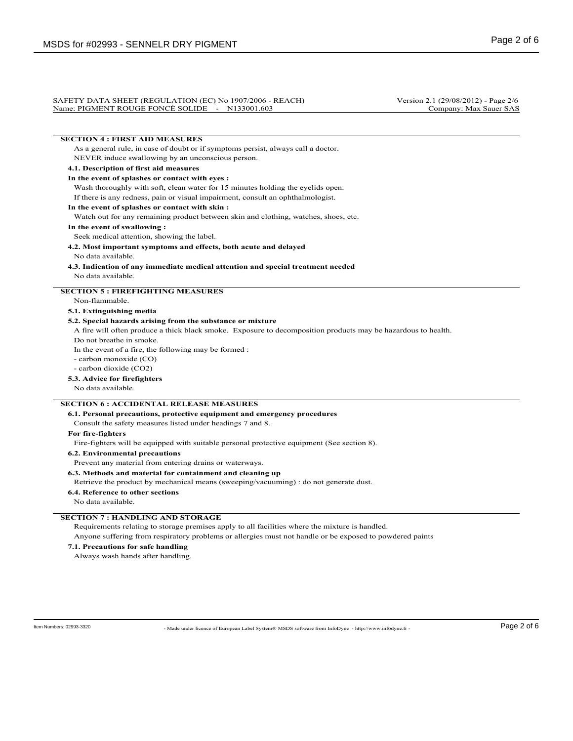SAFETY DATA SHEET (REGULATION (EC) No 1907/2006 - REACH) Version 2.1 (29/08/2012) - Page 2/6
Name: PIGMENT ROUGE FONCÉ SOLIDE - N133001.603 Company: Max Sauer SAS

## SECTION 4 : FIRST AID MEASURES

As a general rule, in case of doubt or if symptoms persist, always call a doctor.
NEVER induce swallowing by an unconscious person.

### 4.1. Description of first aid measures

**In the event of splashes or contact with eyes :**

Wash thoroughly with soft, clean water for 15 minutes holding the eyelids open.
If there is any redness, pain or visual impairment, consult an ophthalmologist.

**In the event of splashes or contact with skin :**

Watch out for any remaining product between skin and clothing, watches, shoes, etc.

**In the event of swallowing :**

Seek medical attention, showing the label.

### 4.2. Most important symptoms and effects, both acute and delayed

No data available.

### 4.3. Indication of any immediate medical attention and special treatment needed

No data available.

## SECTION 5 : FIREFIGHTING MEASURES

Non-flammable.

### 5.1. Extinguishing media

### 5.2. Special hazards arising from the substance or mixture

A fire will often produce a thick black smoke. Exposure to decomposition products may be hazardous to health.
Do not breathe in smoke.
In the event of a fire, the following may be formed :
- carbon monoxide (CO)
- carbon dioxide ($CO_2$)

### 5.3. Advice for firefighters

No data available.

## SECTION 6 : ACCIDENTAL RELEASE MEASURES

### 6.1. Personal precautions, protective equipment and emergency procedures

Consult the safety measures listed under headings 7 and 8.

**For fire-fighters**

Fire-fighters will be equipped with suitable personal protective equipment (See section 8).

### 6.2. Environmental precautions

Prevent any material from entering drains or waterways.

### 6.3. Methods and material for containment and cleaning up

Retrieve the product by mechanical means (sweeping/vacuuming) : do not generate dust.

### 6.4. Reference to other sections

No data available.

## SECTION 7 : HANDLING AND STORAGE

Requirements relating to storage premises apply to all facilities where the mixture is handled.
Anyone suffering from respiratory problems or allergies must not handle or be exposed to powdered paints

### 7.1. Precautions for safe handling

Always wash hands after handling.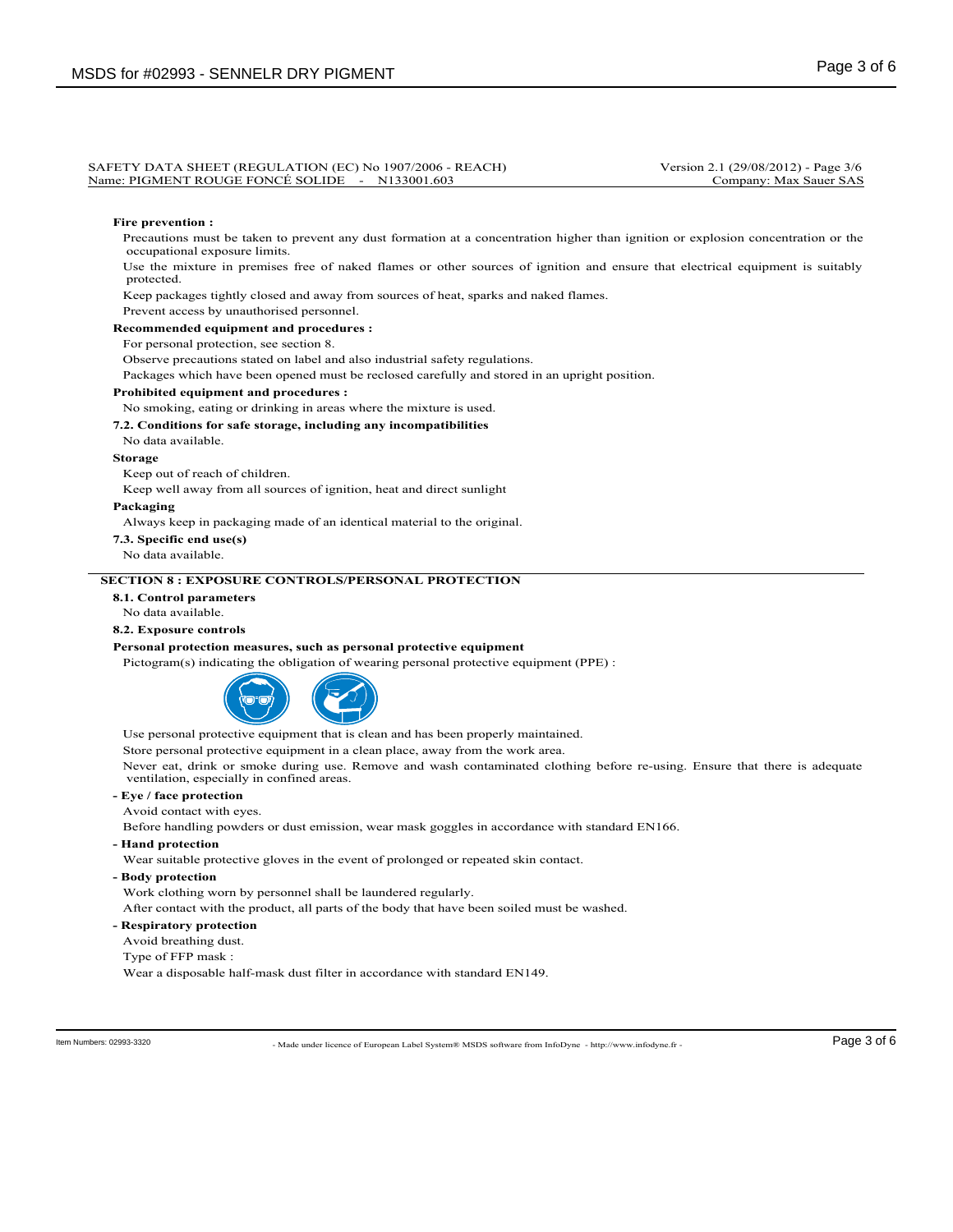SAFETY DATA SHEET (REGULATION (EC) No 1907/2006 - REACH) Version 2.1 (29/08/2012) - Page 3/6
Name: PIGMENT ROUGE FONCÉ SOLIDE - N133001.603 Company: Max Sauer SAS

**Fire prevention :**

Precautions must be taken to prevent any dust formation at a concentration higher than ignition or explosion concentration or the occupational exposure limits.

Use the mixture in premises free of naked flames or other sources of ignition and ensure that electrical equipment is suitably protected.

Keep packages tightly closed and away from sources of heat, sparks and naked flames.

Prevent access by unauthorised personnel.

**Recommended equipment and procedures :**

For personal protection, see section 8.

Observe precautions stated on label and also industrial safety regulations.

Packages which have been opened must be reclosed carefully and stored in an upright position.

**Prohibited equipment and procedures :**

No smoking, eating or drinking in areas where the mixture is used.

**7.2. Conditions for safe storage, including any incompatibilities**

No data available.

**Storage**

Keep out of reach of children.

Keep well away from all sources of ignition, heat and direct sunlight

**Packaging**

Always keep in packaging made of an identical material to the original.

**7.3. Specific end use(s)**

No data available.

## SECTION 8 : EXPOSURE CONTROLS/PERSONAL PROTECTION

**8.1. Control parameters**

No data available.

**8.2. Exposure controls**

**Personal protection measures, such as personal protective equipment**

Pictogram(s) indicating the obligation of wearing personal protective equipment (PPE) :

Use personal protective equipment that is clean and has been properly maintained.

Store personal protective equipment in a clean place, away from the work area.

Never eat, drink or smoke during use. Remove and wash contaminated clothing before re-using. Ensure that there is adequate ventilation, especially in confined areas.

**- Eye / face protection**

Avoid contact with eyes.

Before handling powders or dust emission, wear mask goggles in accordance with standard EN166.

**- Hand protection**

Wear suitable protective gloves in the event of prolonged or repeated skin contact.

**- Body protection**

Work clothing worn by personnel shall be laundered regularly.

After contact with the product, all parts of the body that have been soiled must be washed.

**- Respiratory protection**

Avoid breathing dust.

Type of FFP mask :

Wear a disposable half-mask dust filter in accordance with standard EN149.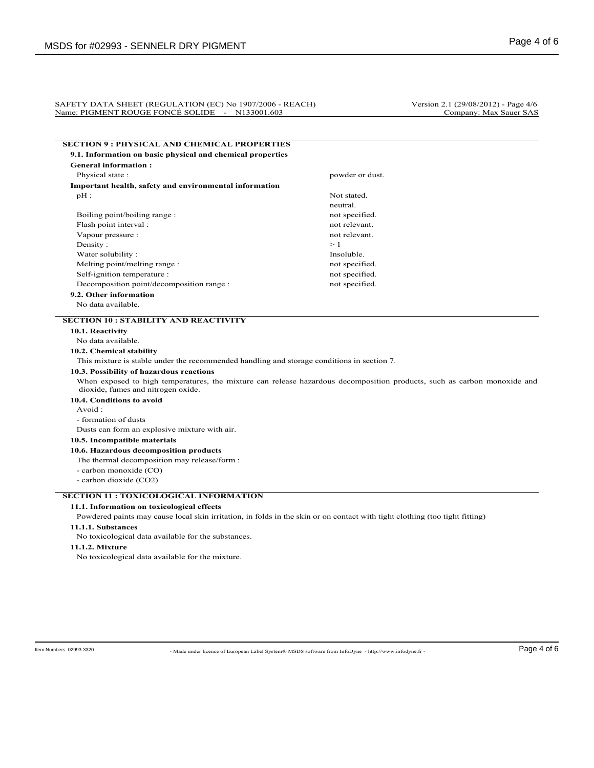SAFETY DATA SHEET (REGULATION (EC) No 1907/2006 - REACH) Version 2.1 (29/08/2012) - Page 4/6
Name: PIGMENT ROUGE FONCÉ SOLIDE - N133001.603 Company: Max Sauer SAS

## SECTION 9 : PHYSICAL AND CHEMICAL PROPERTIES

### 9.1. Information on basic physical and chemical properties

**General information :**

| | |
|---|---|
| Physical state : | powder or dust. |

**Important health, safety and environmental information**

| | |
|---|---|
| pH : | Not stated. |
| | neutral. |
| Boiling point/boiling range : | not specified. |
| Flash point interval : | not relevant. |
| Vapour pressure : | not relevant. |
| Density : | > 1 |
| Water solubility : | Insoluble. |
| Melting point/melting range : | not specified. |
| Self-ignition temperature : | not specified. |
| Decomposition point/decomposition range : | not specified. |

### 9.2. Other information

No data available.

## SECTION 10 : STABILITY AND REACTIVITY

### 10.1. Reactivity

No data available.

### 10.2. Chemical stability

This mixture is stable under the recommended handling and storage conditions in section 7.

### 10.3. Possibility of hazardous reactions

When exposed to high temperatures, the mixture can release hazardous decomposition products, such as carbon monoxide and dioxide, fumes and nitrogen oxide.

### 10.4. Conditions to avoid

Avoid :

- formation of dusts

Dusts can form an explosive mixture with air.

### 10.5. Incompatible materials

### 10.6. Hazardous decomposition products

The thermal decomposition may release/form :

- carbon monoxide (CO)
- carbon dioxide ($CO_2$)

## SECTION 11 : TOXICOLOGICAL INFORMATION

### 11.1. Information on toxicological effects

Powdered paints may cause local skin irritation, in folds in the skin or on contact with tight clothing (too tight fitting)

#### 11.1.1. Substances

No toxicological data available for the substances.

#### 11.1.2. Mixture

No toxicological data available for the mixture.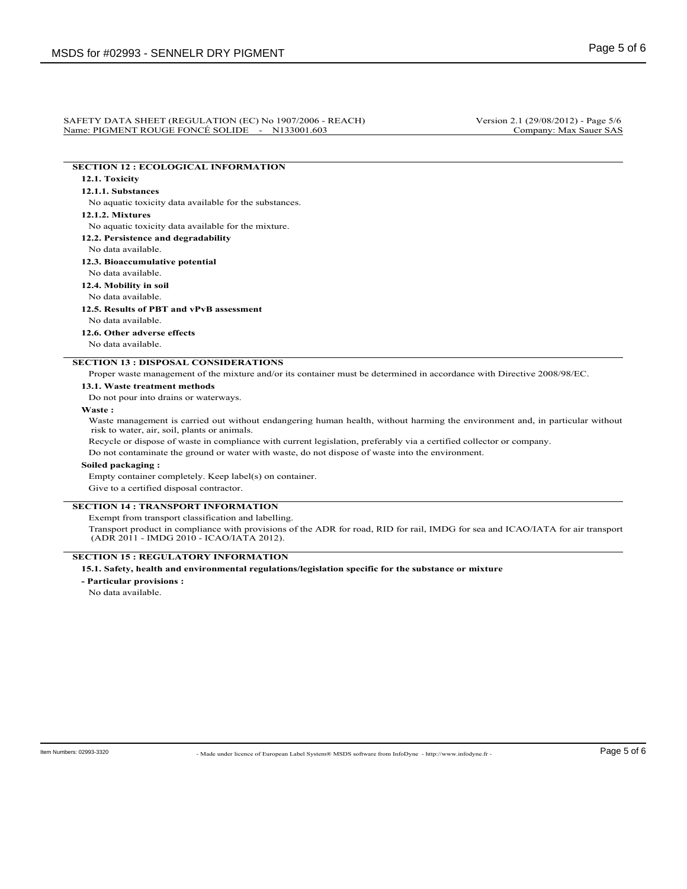SAFETY DATA SHEET (REGULATION (EC) No 1907/2006 - REACH) Version 2.1 (29/08/2012) - Page 5/6
Name: PIGMENT ROUGE FONCÉ SOLIDE - N133001.603 Company: Max Sauer SAS

## SECTION 12 : ECOLOGICAL INFORMATION

### 12.1. Toxicity

#### 12.1.1. Substances

No aquatic toxicity data available for the substances.

#### 12.1.2. Mixtures

No aquatic toxicity data available for the mixture.

### 12.2. Persistence and degradability

No data available.

### 12.3. Bioaccumulative potential

No data available.

### 12.4. Mobility in soil

No data available.

### 12.5. Results of PBT and vPvB assessment

No data available.

### 12.6. Other adverse effects

No data available.

## SECTION 13 : DISPOSAL CONSIDERATIONS

Proper waste management of the mixture and/or its container must be determined in accordance with Directive 2008/98/EC.

### 13.1. Waste treatment methods

Do not pour into drains or waterways.

**Waste :**

Waste management is carried out without endangering human health, without harming the environment and, in particular without risk to water, air, soil, plants or animals.

Recycle or dispose of waste in compliance with current legislation, preferably via a certified collector or company.

Do not contaminate the ground or water with waste, do not dispose of waste into the environment.

**Soiled packaging :**

Empty container completely. Keep label(s) on container.

Give to a certified disposal contractor.

## SECTION 14 : TRANSPORT INFORMATION

Exempt from transport classification and labelling.

Transport product in compliance with provisions of the ADR for road, RID for rail, IMDG for sea and ICAO/IATA for air transport (ADR 2011 - IMDG 2010 - ICAO/IATA 2012).

## SECTION 15 : REGULATORY INFORMATION

### 15.1. Safety, health and environmental regulations/legislation specific for the substance or mixture

**- Particular provisions :**

No data available.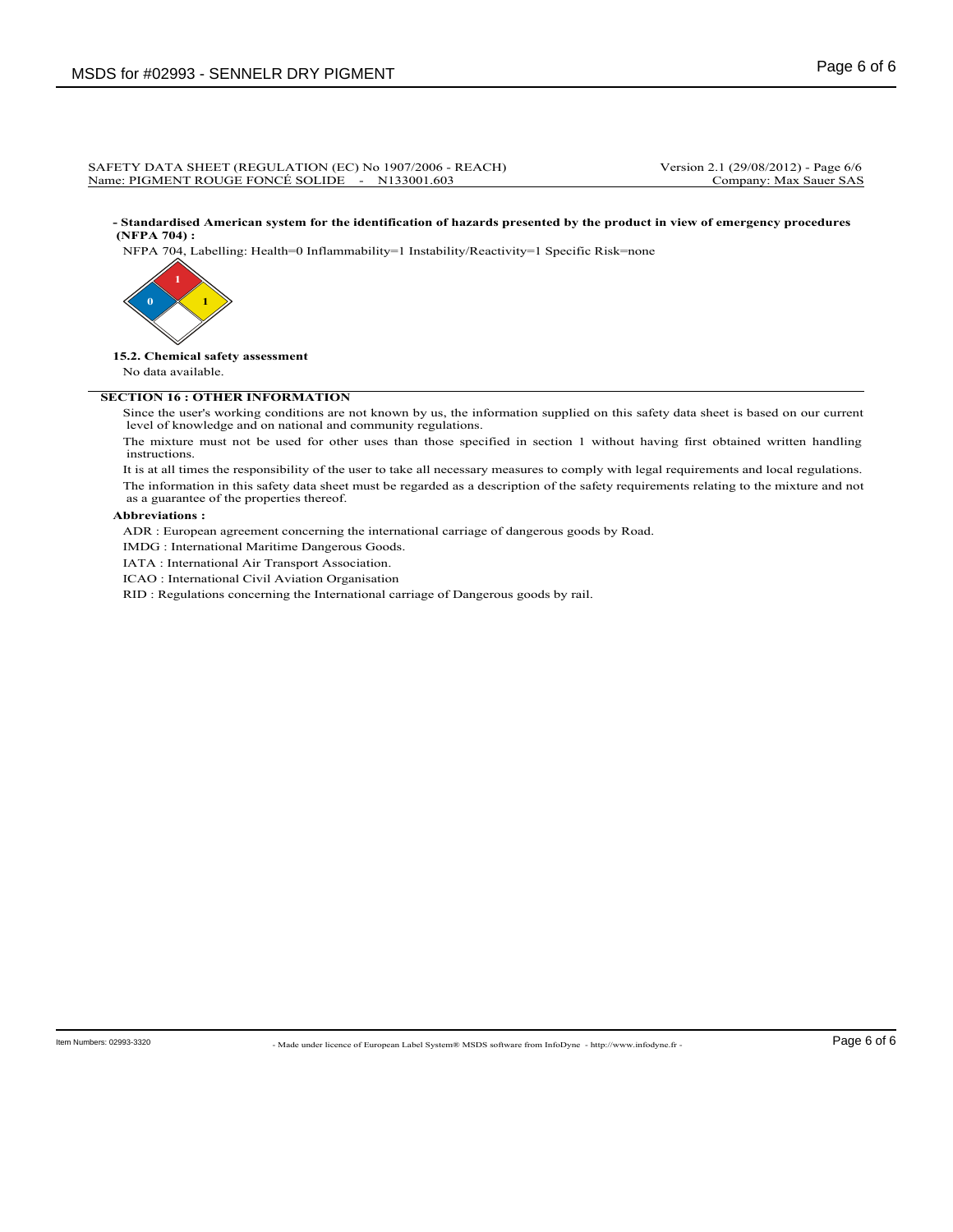SAFETY DATA SHEET (REGULATION (EC) No 1907/2006 - REACH) Version 2.1 (29/08/2012) - Page 6/6
Name: PIGMENT ROUGE FONCÉ SOLIDE - N133001.603 Company: Max Sauer SAS

**- Standardised American system for the identification of hazards presented by the product in view of emergency procedures (NFPA 704) :**

NFPA 704, Labelling: Health=0 Inflammability=1 Instability/Reactivity=1 Specific Risk=none

1

0 1

**15.2. Chemical safety assessment**

No data available.

## SECTION 16 : OTHER INFORMATION

Since the user's working conditions are not known by us, the information supplied on this safety data sheet is based on our current level of knowledge and on national and community regulations.

The mixture must not be used for other uses than those specified in section 1 without having first obtained written handling instructions.

It is at all times the responsibility of the user to take all necessary measures to comply with legal requirements and local regulations.

The information in this safety data sheet must be regarded as a description of the safety requirements relating to the mixture and not as a guarantee of the properties thereof.

**Abbreviations :**

ADR : European agreement concerning the international carriage of dangerous goods by Road.

IMDG : International Maritime Dangerous Goods.

IATA : International Air Transport Association.

ICAO : International Civil Aviation Organisation

RID : Regulations concerning the International carriage of Dangerous goods by rail.

Item Numbers: 02993-3320

- Made under licence of European Label System® MSDS software from InfoDyne - http://www.infodyne.fr -